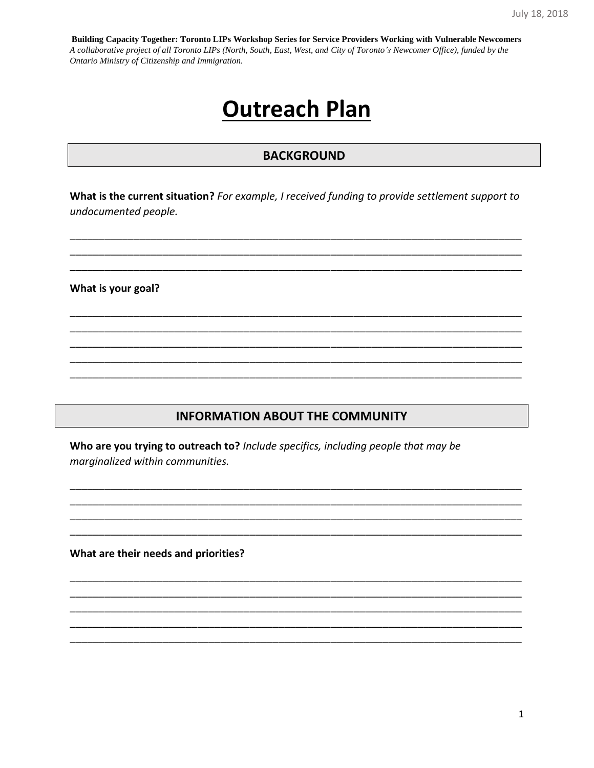**Building Capacity Together: Toronto LIPs Workshop Series for Service Providers Working with Vulnerable Newcomers**
*A collaborative project of all Toronto LIPs (North, South, East, West, and City of Toronto's Newcomer Office), funded by the Ontario Ministry of Citizenship and Immigration.*

# Outreach Plan

## BACKGROUND

**What is the current situation?** *For example, I received funding to provide settlement support to undocumented people.*

\_\_\_\_\_\_\_\_\_\_\_\_\_\_\_\_\_\_\_\_\_\_\_\_\_\_\_\_\_\_\_\_\_\_\_\_\_\_\_\_\_\_\_\_\_\_\_\_\_\_\_\_\_\_\_\_\_\_\_\_\_\_\_\_\_\_\_\_\_\_\_\_\_\_\_\_
\_\_\_\_\_\_\_\_\_\_\_\_\_\_\_\_\_\_\_\_\_\_\_\_\_\_\_\_\_\_\_\_\_\_\_\_\_\_\_\_\_\_\_\_\_\_\_\_\_\_\_\_\_\_\_\_\_\_\_\_\_\_\_\_\_\_\_\_\_\_\_\_\_\_\_\_
\_\_\_\_\_\_\_\_\_\_\_\_\_\_\_\_\_\_\_\_\_\_\_\_\_\_\_\_\_\_\_\_\_\_\_\_\_\_\_\_\_\_\_\_\_\_\_\_\_\_\_\_\_\_\_\_\_\_\_\_\_\_\_\_\_\_\_\_\_\_\_\_\_\_\_\_

**What is your goal?**

\_\_\_\_\_\_\_\_\_\_\_\_\_\_\_\_\_\_\_\_\_\_\_\_\_\_\_\_\_\_\_\_\_\_\_\_\_\_\_\_\_\_\_\_\_\_\_\_\_\_\_\_\_\_\_\_\_\_\_\_\_\_\_\_\_\_\_\_\_\_\_\_\_\_\_\_
\_\_\_\_\_\_\_\_\_\_\_\_\_\_\_\_\_\_\_\_\_\_\_\_\_\_\_\_\_\_\_\_\_\_\_\_\_\_\_\_\_\_\_\_\_\_\_\_\_\_\_\_\_\_\_\_\_\_\_\_\_\_\_\_\_\_\_\_\_\_\_\_\_\_\_\_
\_\_\_\_\_\_\_\_\_\_\_\_\_\_\_\_\_\_\_\_\_\_\_\_\_\_\_\_\_\_\_\_\_\_\_\_\_\_\_\_\_\_\_\_\_\_\_\_\_\_\_\_\_\_\_\_\_\_\_\_\_\_\_\_\_\_\_\_\_\_\_\_\_\_\_\_
\_\_\_\_\_\_\_\_\_\_\_\_\_\_\_\_\_\_\_\_\_\_\_\_\_\_\_\_\_\_\_\_\_\_\_\_\_\_\_\_\_\_\_\_\_\_\_\_\_\_\_\_\_\_\_\_\_\_\_\_\_\_\_\_\_\_\_\_\_\_\_\_\_\_\_\_
\_\_\_\_\_\_\_\_\_\_\_\_\_\_\_\_\_\_\_\_\_\_\_\_\_\_\_\_\_\_\_\_\_\_\_\_\_\_\_\_\_\_\_\_\_\_\_\_\_\_\_\_\_\_\_\_\_\_\_\_\_\_\_\_\_\_\_\_\_\_\_\_\_\_\_\_

## INFORMATION ABOUT THE COMMUNITY

**Who are you trying to outreach to?** *Include specifics, including people that may be marginalized within communities.*

\_\_\_\_\_\_\_\_\_\_\_\_\_\_\_\_\_\_\_\_\_\_\_\_\_\_\_\_\_\_\_\_\_\_\_\_\_\_\_\_\_\_\_\_\_\_\_\_\_\_\_\_\_\_\_\_\_\_\_\_\_\_\_\_\_\_\_\_\_\_\_\_\_\_\_\_
\_\_\_\_\_\_\_\_\_\_\_\_\_\_\_\_\_\_\_\_\_\_\_\_\_\_\_\_\_\_\_\_\_\_\_\_\_\_\_\_\_\_\_\_\_\_\_\_\_\_\_\_\_\_\_\_\_\_\_\_\_\_\_\_\_\_\_\_\_\_\_\_\_\_\_\_
\_\_\_\_\_\_\_\_\_\_\_\_\_\_\_\_\_\_\_\_\_\_\_\_\_\_\_\_\_\_\_\_\_\_\_\_\_\_\_\_\_\_\_\_\_\_\_\_\_\_\_\_\_\_\_\_\_\_\_\_\_\_\_\_\_\_\_\_\_\_\_\_\_\_\_\_
\_\_\_\_\_\_\_\_\_\_\_\_\_\_\_\_\_\_\_\_\_\_\_\_\_\_\_\_\_\_\_\_\_\_\_\_\_\_\_\_\_\_\_\_\_\_\_\_\_\_\_\_\_\_\_\_\_\_\_\_\_\_\_\_\_\_\_\_\_\_\_\_\_\_\_\_

**What are their needs and priorities?**

\_\_\_\_\_\_\_\_\_\_\_\_\_\_\_\_\_\_\_\_\_\_\_\_\_\_\_\_\_\_\_\_\_\_\_\_\_\_\_\_\_\_\_\_\_\_\_\_\_\_\_\_\_\_\_\_\_\_\_\_\_\_\_\_\_\_\_\_\_\_\_\_\_\_\_\_
\_\_\_\_\_\_\_\_\_\_\_\_\_\_\_\_\_\_\_\_\_\_\_\_\_\_\_\_\_\_\_\_\_\_\_\_\_\_\_\_\_\_\_\_\_\_\_\_\_\_\_\_\_\_\_\_\_\_\_\_\_\_\_\_\_\_\_\_\_\_\_\_\_\_\_\_
\_\_\_\_\_\_\_\_\_\_\_\_\_\_\_\_\_\_\_\_\_\_\_\_\_\_\_\_\_\_\_\_\_\_\_\_\_\_\_\_\_\_\_\_\_\_\_\_\_\_\_\_\_\_\_\_\_\_\_\_\_\_\_\_\_\_\_\_\_\_\_\_\_\_\_\_
\_\_\_\_\_\_\_\_\_\_\_\_\_\_\_\_\_\_\_\_\_\_\_\_\_\_\_\_\_\_\_\_\_\_\_\_\_\_\_\_\_\_\_\_\_\_\_\_\_\_\_\_\_\_\_\_\_\_\_\_\_\_\_\_\_\_\_\_\_\_\_\_\_\_\_\_
\_\_\_\_\_\_\_\_\_\_\_\_\_\_\_\_\_\_\_\_\_\_\_\_\_\_\_\_\_\_\_\_\_\_\_\_\_\_\_\_\_\_\_\_\_\_\_\_\_\_\_\_\_\_\_\_\_\_\_\_\_\_\_\_\_\_\_\_\_\_\_\_\_\_\_\_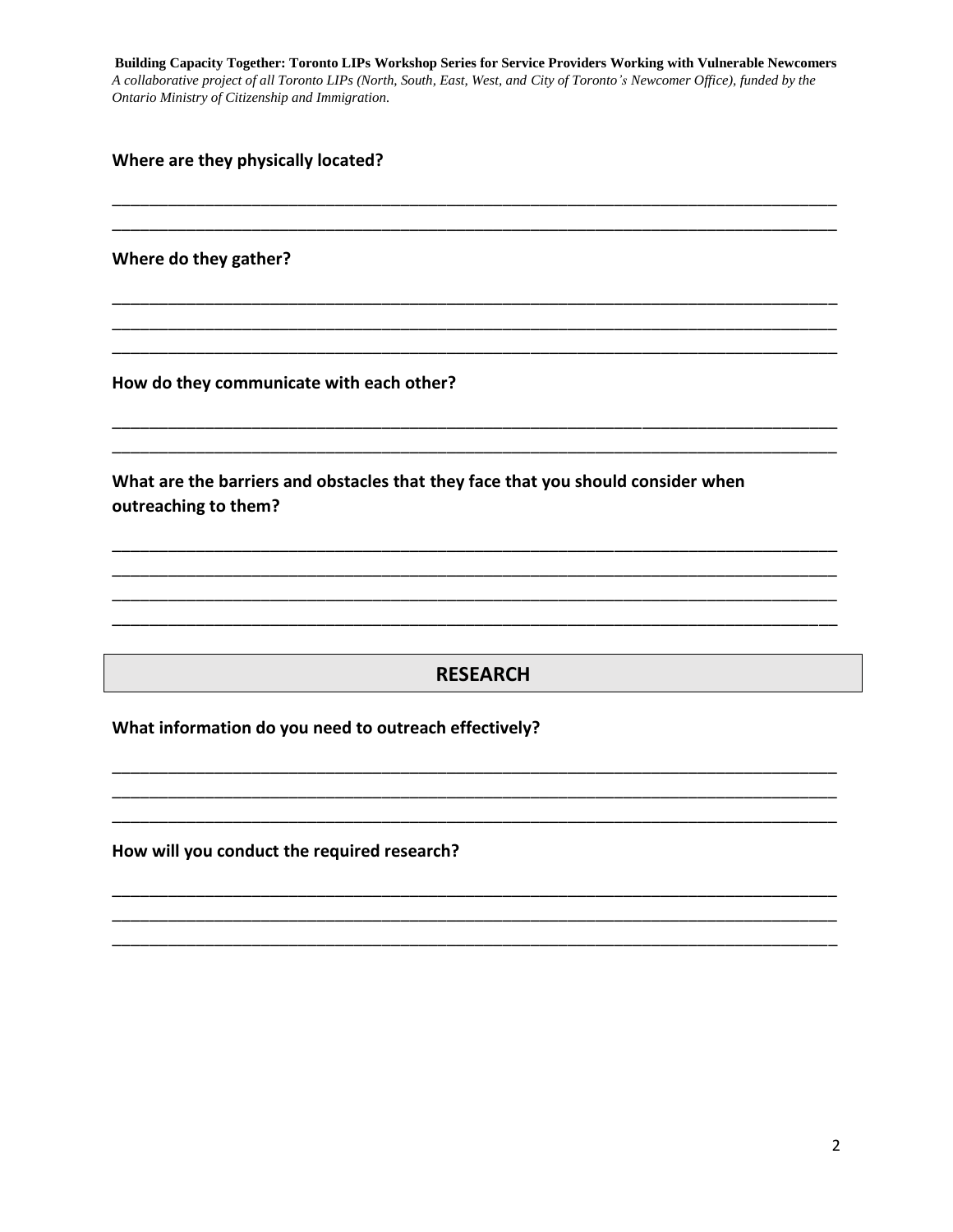**Where are they physically located?**

___________________________________________________________________________________
___________________________________________________________________________________

**Where do they gather?**

___________________________________________________________________________________
___________________________________________________________________________________
___________________________________________________________________________________

**How do they communicate with each other?**

___________________________________________________________________________________
___________________________________________________________________________________

**What are the barriers and obstacles that they face that you should consider when outreaching to them?**

___________________________________________________________________________________
___________________________________________________________________________________
___________________________________________________________________________________
___________________________________________________________________________________

## RESEARCH

**What information do you need to outreach effectively?**

___________________________________________________________________________________
___________________________________________________________________________________
___________________________________________________________________________________

**How will you conduct the required research?**

___________________________________________________________________________________
___________________________________________________________________________________
___________________________________________________________________________________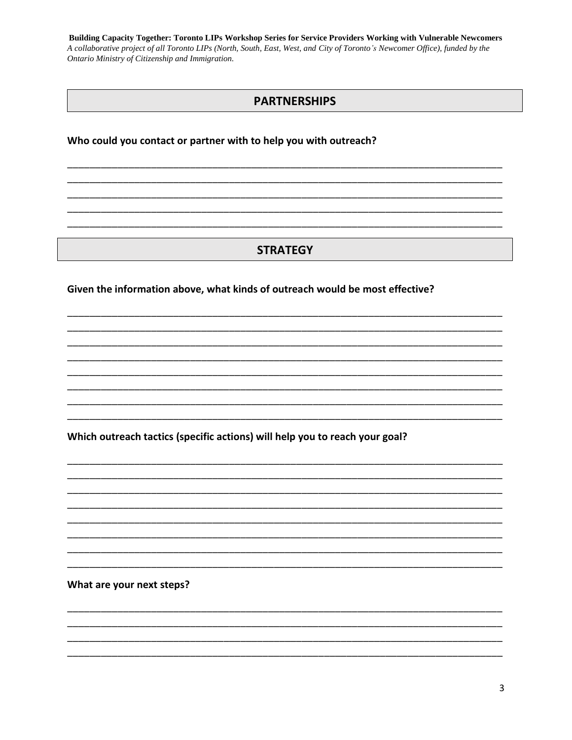## PARTNERSHIPS

**Who could you contact or partner with to help you with outreach?**

_______________________________________________________________________________
_______________________________________________________________________________
_______________________________________________________________________________
_______________________________________________________________________________
_______________________________________________________________________________

## STRATEGY

**Given the information above, what kinds of outreach would be most effective?**

_______________________________________________________________________________
_______________________________________________________________________________
_______________________________________________________________________________
_______________________________________________________________________________
_______________________________________________________________________________
_______________________________________________________________________________
_______________________________________________________________________________
_______________________________________________________________________________

**Which outreach tactics (specific actions) will help you to reach your goal?**

_______________________________________________________________________________
_______________________________________________________________________________
_______________________________________________________________________________
_______________________________________________________________________________
_______________________________________________________________________________
_______________________________________________________________________________
_______________________________________________________________________________
_______________________________________________________________________________

**What are your next steps?**

_______________________________________________________________________________
_______________________________________________________________________________
_______________________________________________________________________________
_______________________________________________________________________________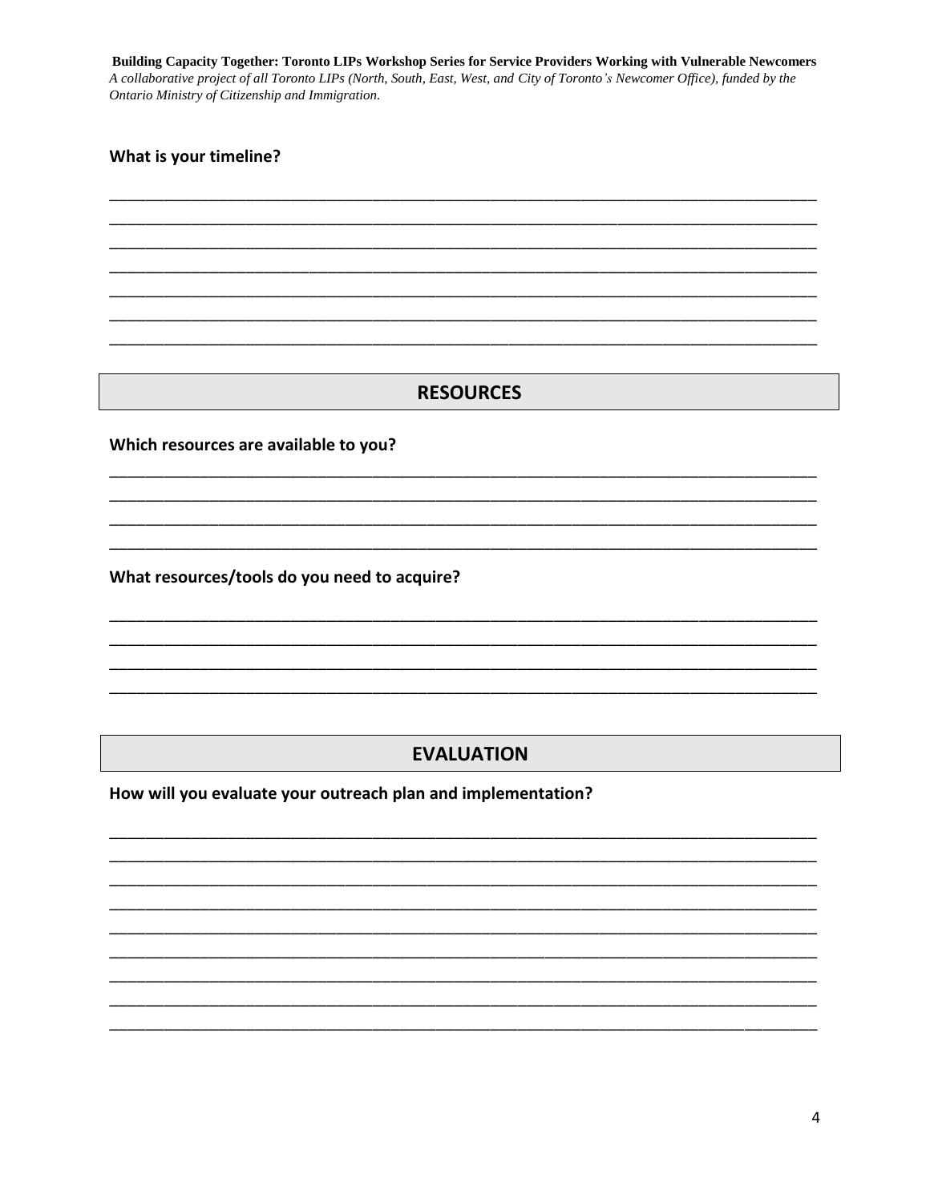**What is your timeline?**

\_\_\_\_\_\_\_\_\_\_\_\_\_\_\_\_\_\_\_\_\_\_\_\_\_\_\_\_\_\_\_\_\_\_\_\_\_\_\_\_\_\_\_\_\_\_\_\_\_\_\_\_\_\_\_\_\_\_\_\_\_\_\_\_\_\_\_\_\_\_\_\_\_\_\_\_\_\_\_\_\_\_\_\_\_\_\_\_\_\_\_\_\_\_\_\_

\_\_\_\_\_\_\_\_\_\_\_\_\_\_\_\_\_\_\_\_\_\_\_\_\_\_\_\_\_\_\_\_\_\_\_\_\_\_\_\_\_\_\_\_\_\_\_\_\_\_\_\_\_\_\_\_\_\_\_\_\_\_\_\_\_\_\_\_\_\_\_\_\_\_\_\_\_\_\_\_\_\_\_\_\_\_\_\_\_\_\_\_\_\_\_\_

\_\_\_\_\_\_\_\_\_\_\_\_\_\_\_\_\_\_\_\_\_\_\_\_\_\_\_\_\_\_\_\_\_\_\_\_\_\_\_\_\_\_\_\_\_\_\_\_\_\_\_\_\_\_\_\_\_\_\_\_\_\_\_\_\_\_\_\_\_\_\_\_\_\_\_\_\_\_\_\_\_\_\_\_\_\_\_\_\_\_\_\_\_\_\_\_

\_\_\_\_\_\_\_\_\_\_\_\_\_\_\_\_\_\_\_\_\_\_\_\_\_\_\_\_\_\_\_\_\_\_\_\_\_\_\_\_\_\_\_\_\_\_\_\_\_\_\_\_\_\_\_\_\_\_\_\_\_\_\_\_\_\_\_\_\_\_\_\_\_\_\_\_\_\_\_\_\_\_\_\_\_\_\_\_\_\_\_\_\_\_\_\_

\_\_\_\_\_\_\_\_\_\_\_\_\_\_\_\_\_\_\_\_\_\_\_\_\_\_\_\_\_\_\_\_\_\_\_\_\_\_\_\_\_\_\_\_\_\_\_\_\_\_\_\_\_\_\_\_\_\_\_\_\_\_\_\_\_\_\_\_\_\_\_\_\_\_\_\_\_\_\_\_\_\_\_\_\_\_\_\_\_\_\_\_\_\_\_\_

\_\_\_\_\_\_\_\_\_\_\_\_\_\_\_\_\_\_\_\_\_\_\_\_\_\_\_\_\_\_\_\_\_\_\_\_\_\_\_\_\_\_\_\_\_\_\_\_\_\_\_\_\_\_\_\_\_\_\_\_\_\_\_\_\_\_\_\_\_\_\_\_\_\_\_\_\_\_\_\_\_\_\_\_\_\_\_\_\_\_\_\_\_\_\_\_

\_\_\_\_\_\_\_\_\_\_\_\_\_\_\_\_\_\_\_\_\_\_\_\_\_\_\_\_\_\_\_\_\_\_\_\_\_\_\_\_\_\_\_\_\_\_\_\_\_\_\_\_\_\_\_\_\_\_\_\_\_\_\_\_\_\_\_\_\_\_\_\_\_\_\_\_\_\_\_\_\_\_\_\_\_\_\_\_\_\_\_\_\_\_\_\_

## RESOURCES

**Which resources are available to you?**

\_\_\_\_\_\_\_\_\_\_\_\_\_\_\_\_\_\_\_\_\_\_\_\_\_\_\_\_\_\_\_\_\_\_\_\_\_\_\_\_\_\_\_\_\_\_\_\_\_\_\_\_\_\_\_\_\_\_\_\_\_\_\_\_\_\_\_\_\_\_\_\_\_\_\_\_\_\_\_\_\_\_\_\_\_\_\_\_\_\_\_\_\_\_\_\_

\_\_\_\_\_\_\_\_\_\_\_\_\_\_\_\_\_\_\_\_\_\_\_\_\_\_\_\_\_\_\_\_\_\_\_\_\_\_\_\_\_\_\_\_\_\_\_\_\_\_\_\_\_\_\_\_\_\_\_\_\_\_\_\_\_\_\_\_\_\_\_\_\_\_\_\_\_\_\_\_\_\_\_\_\_\_\_\_\_\_\_\_\_\_\_\_

\_\_\_\_\_\_\_\_\_\_\_\_\_\_\_\_\_\_\_\_\_\_\_\_\_\_\_\_\_\_\_\_\_\_\_\_\_\_\_\_\_\_\_\_\_\_\_\_\_\_\_\_\_\_\_\_\_\_\_\_\_\_\_\_\_\_\_\_\_\_\_\_\_\_\_\_\_\_\_\_\_\_\_\_\_\_\_\_\_\_\_\_\_\_\_\_

\_\_\_\_\_\_\_\_\_\_\_\_\_\_\_\_\_\_\_\_\_\_\_\_\_\_\_\_\_\_\_\_\_\_\_\_\_\_\_\_\_\_\_\_\_\_\_\_\_\_\_\_\_\_\_\_\_\_\_\_\_\_\_\_\_\_\_\_\_\_\_\_\_\_\_\_\_\_\_\_\_\_\_\_\_\_\_\_\_\_\_\_\_\_\_\_

**What resources/tools do you need to acquire?**

\_\_\_\_\_\_\_\_\_\_\_\_\_\_\_\_\_\_\_\_\_\_\_\_\_\_\_\_\_\_\_\_\_\_\_\_\_\_\_\_\_\_\_\_\_\_\_\_\_\_\_\_\_\_\_\_\_\_\_\_\_\_\_\_\_\_\_\_\_\_\_\_\_\_\_\_\_\_\_\_\_\_\_\_\_\_\_\_\_\_\_\_\_\_\_\_

\_\_\_\_\_\_\_\_\_\_\_\_\_\_\_\_\_\_\_\_\_\_\_\_\_\_\_\_\_\_\_\_\_\_\_\_\_\_\_\_\_\_\_\_\_\_\_\_\_\_\_\_\_\_\_\_\_\_\_\_\_\_\_\_\_\_\_\_\_\_\_\_\_\_\_\_\_\_\_\_\_\_\_\_\_\_\_\_\_\_\_\_\_\_\_\_

\_\_\_\_\_\_\_\_\_\_\_\_\_\_\_\_\_\_\_\_\_\_\_\_\_\_\_\_\_\_\_\_\_\_\_\_\_\_\_\_\_\_\_\_\_\_\_\_\_\_\_\_\_\_\_\_\_\_\_\_\_\_\_\_\_\_\_\_\_\_\_\_\_\_\_\_\_\_\_\_\_\_\_\_\_\_\_\_\_\_\_\_\_\_\_\_

\_\_\_\_\_\_\_\_\_\_\_\_\_\_\_\_\_\_\_\_\_\_\_\_\_\_\_\_\_\_\_\_\_\_\_\_\_\_\_\_\_\_\_\_\_\_\_\_\_\_\_\_\_\_\_\_\_\_\_\_\_\_\_\_\_\_\_\_\_\_\_\_\_\_\_\_\_\_\_\_\_\_\_\_\_\_\_\_\_\_\_\_\_\_\_\_

## EVALUATION

**How will you evaluate your outreach plan and implementation?**

\_\_\_\_\_\_\_\_\_\_\_\_\_\_\_\_\_\_\_\_\_\_\_\_\_\_\_\_\_\_\_\_\_\_\_\_\_\_\_\_\_\_\_\_\_\_\_\_\_\_\_\_\_\_\_\_\_\_\_\_\_\_\_\_\_\_\_\_\_\_\_\_\_\_\_\_\_\_\_\_\_\_\_\_\_\_\_\_\_\_\_\_\_\_\_\_

\_\_\_\_\_\_\_\_\_\_\_\_\_\_\_\_\_\_\_\_\_\_\_\_\_\_\_\_\_\_\_\_\_\_\_\_\_\_\_\_\_\_\_\_\_\_\_\_\_\_\_\_\_\_\_\_\_\_\_\_\_\_\_\_\_\_\_\_\_\_\_\_\_\_\_\_\_\_\_\_\_\_\_\_\_\_\_\_\_\_\_\_\_\_\_\_

\_\_\_\_\_\_\_\_\_\_\_\_\_\_\_\_\_\_\_\_\_\_\_\_\_\_\_\_\_\_\_\_\_\_\_\_\_\_\_\_\_\_\_\_\_\_\_\_\_\_\_\_\_\_\_\_\_\_\_\_\_\_\_\_\_\_\_\_\_\_\_\_\_\_\_\_\_\_\_\_\_\_\_\_\_\_\_\_\_\_\_\_\_\_\_\_

\_\_\_\_\_\_\_\_\_\_\_\_\_\_\_\_\_\_\_\_\_\_\_\_\_\_\_\_\_\_\_\_\_\_\_\_\_\_\_\_\_\_\_\_\_\_\_\_\_\_\_\_\_\_\_\_\_\_\_\_\_\_\_\_\_\_\_\_\_\_\_\_\_\_\_\_\_\_\_\_\_\_\_\_\_\_\_\_\_\_\_\_\_\_\_\_

\_\_\_\_\_\_\_\_\_\_\_\_\_\_\_\_\_\_\_\_\_\_\_\_\_\_\_\_\_\_\_\_\_\_\_\_\_\_\_\_\_\_\_\_\_\_\_\_\_\_\_\_\_\_\_\_\_\_\_\_\_\_\_\_\_\_\_\_\_\_\_\_\_\_\_\_\_\_\_\_\_\_\_\_\_\_\_\_\_\_\_\_\_\_\_\_

\_\_\_\_\_\_\_\_\_\_\_\_\_\_\_\_\_\_\_\_\_\_\_\_\_\_\_\_\_\_\_\_\_\_\_\_\_\_\_\_\_\_\_\_\_\_\_\_\_\_\_\_\_\_\_\_\_\_\_\_\_\_\_\_\_\_\_\_\_\_\_\_\_\_\_\_\_\_\_\_\_\_\_\_\_\_\_\_\_\_\_\_\_\_\_\_

\_\_\_\_\_\_\_\_\_\_\_\_\_\_\_\_\_\_\_\_\_\_\_\_\_\_\_\_\_\_\_\_\_\_\_\_\_\_\_\_\_\_\_\_\_\_\_\_\_\_\_\_\_\_\_\_\_\_\_\_\_\_\_\_\_\_\_\_\_\_\_\_\_\_\_\_\_\_\_\_\_\_\_\_\_\_\_\_\_\_\_\_\_\_\_\_

\_\_\_\_\_\_\_\_\_\_\_\_\_\_\_\_\_\_\_\_\_\_\_\_\_\_\_\_\_\_\_\_\_\_\_\_\_\_\_\_\_\_\_\_\_\_\_\_\_\_\_\_\_\_\_\_\_\_\_\_\_\_\_\_\_\_\_\_\_\_\_\_\_\_\_\_\_\_\_\_\_\_\_\_\_\_\_\_\_\_\_\_\_\_\_\_

\_\_\_\_\_\_\_\_\_\_\_\_\_\_\_\_\_\_\_\_\_\_\_\_\_\_\_\_\_\_\_\_\_\_\_\_\_\_\_\_\_\_\_\_\_\_\_\_\_\_\_\_\_\_\_\_\_\_\_\_\_\_\_\_\_\_\_\_\_\_\_\_\_\_\_\_\_\_\_\_\_\_\_\_\_\_\_\_\_\_\_\_\_\_\_\_